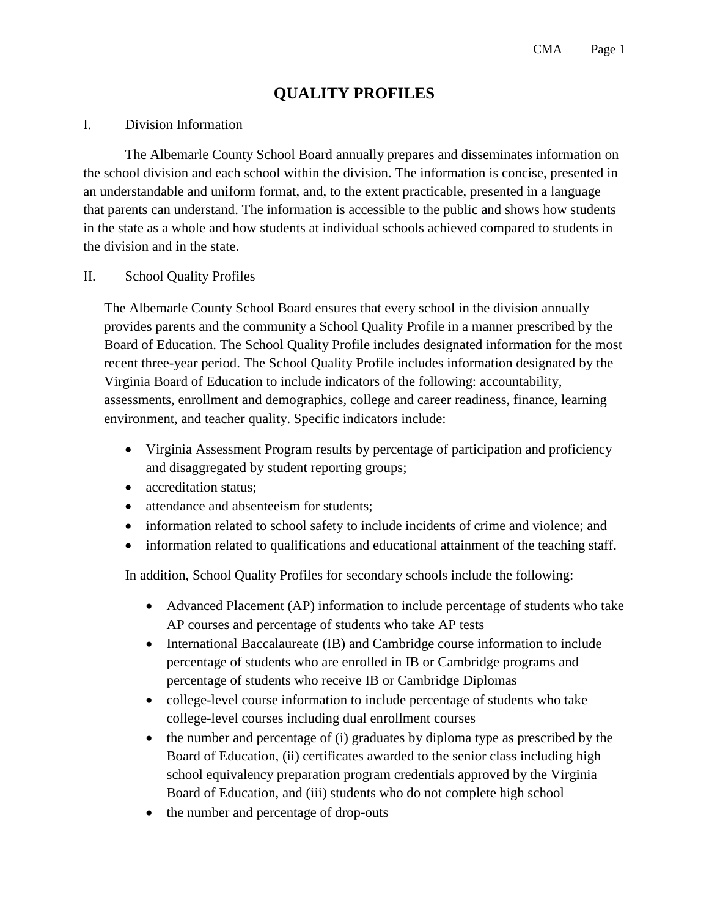# QUALITY PROFILES

I. Division Information

The Albemarle County School Board annually prepares and disseminates information on the school division and each school within the division. The information is concise, presented in an understandable and uniform format, and, to the extent practicable, presented in a language that parents can understand. The information is accessible to the public and shows how students in the state as a whole and how students at individual schools achieved compared to students in the division and in the state.

II. School Quality Profiles

The Albemarle County School Board ensures that every school in the division annually provides parents and the community a School Quality Profile in a manner prescribed by the Board of Education. The School Quality Profile includes designated information for the most recent three-year period. The School Quality Profile includes information designated by the Virginia Board of Education to include indicators of the following: accountability, assessments, enrollment and demographics, college and career readiness, finance, learning environment, and teacher quality. Specific indicators include:

- Virginia Assessment Program results by percentage of participation and proficiency and disaggregated by student reporting groups;
- accreditation status;
- attendance and absenteeism for students;
- information related to school safety to include incidents of crime and violence; and
- information related to qualifications and educational attainment of the teaching staff.

In addition, School Quality Profiles for secondary schools include the following:

- Advanced Placement (AP) information to include percentage of students who take AP courses and percentage of students who take AP tests
- International Baccalaureate (IB) and Cambridge course information to include percentage of students who are enrolled in IB or Cambridge programs and percentage of students who receive IB or Cambridge Diplomas
- college-level course information to include percentage of students who take college-level courses including dual enrollment courses
- the number and percentage of (i) graduates by diploma type as prescribed by the Board of Education, (ii) certificates awarded to the senior class including high school equivalency preparation program credentials approved by the Virginia Board of Education, and (iii) students who do not complete high school
- the number and percentage of drop-outs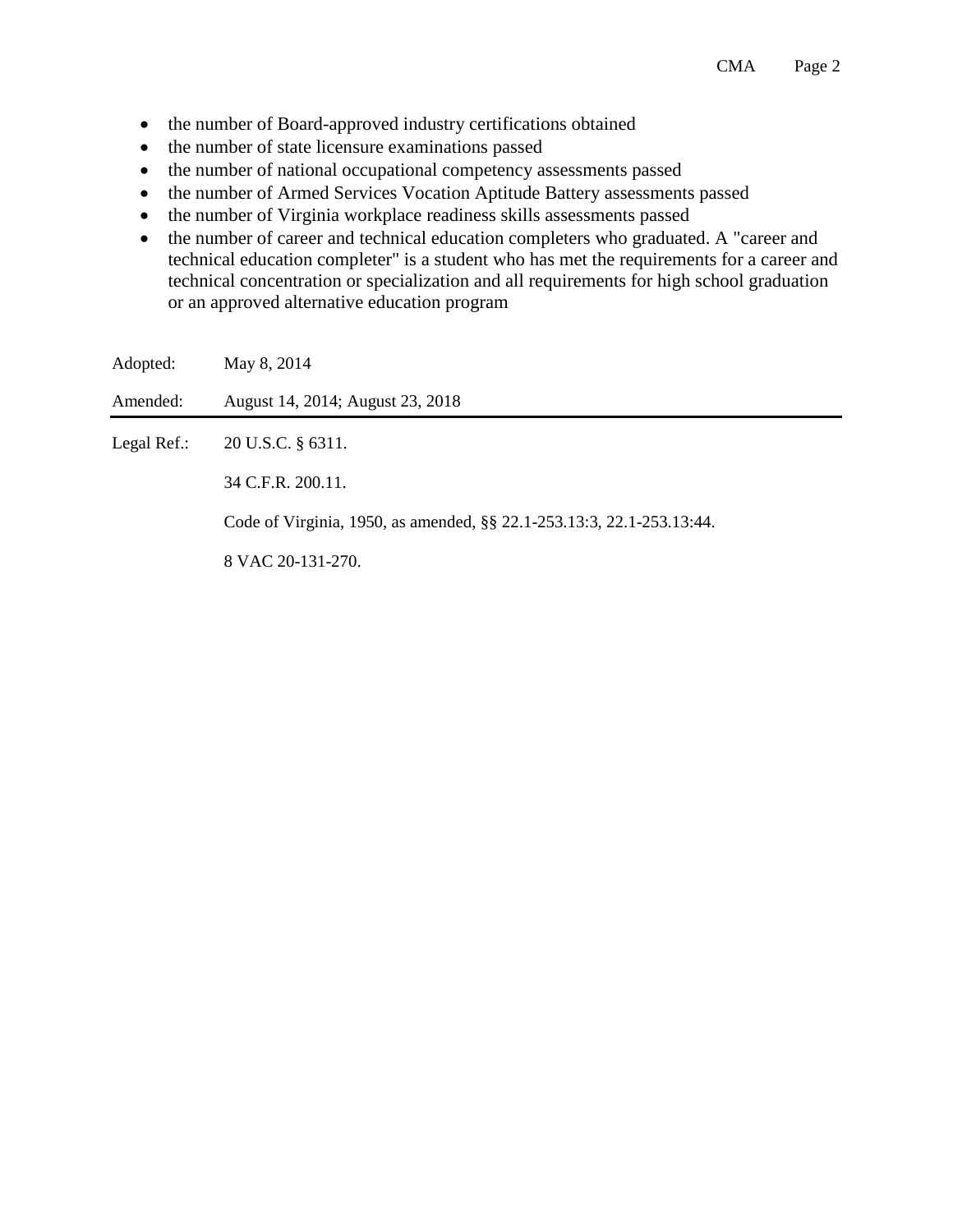- the number of Board-approved industry certifications obtained
- the number of state licensure examinations passed
- the number of national occupational competency assessments passed
- the number of Armed Services Vocation Aptitude Battery assessments passed
- the number of Virginia workplace readiness skills assessments passed
- the number of career and technical education completers who graduated. A "career and technical education completer" is a student who has met the requirements for a career and technical concentration or specialization and all requirements for high school graduation or an approved alternative education program

Adopted: May 8, 2014

Amended: August 14, 2014; August 23, 2018

---

Legal Ref.: 20 U.S.C. § 6311.

34 C.F.R. 200.11.

Code of Virginia, 1950, as amended, §§ 22.1-253.13:3, 22.1-253.13:44.

8 VAC 20-131-270.